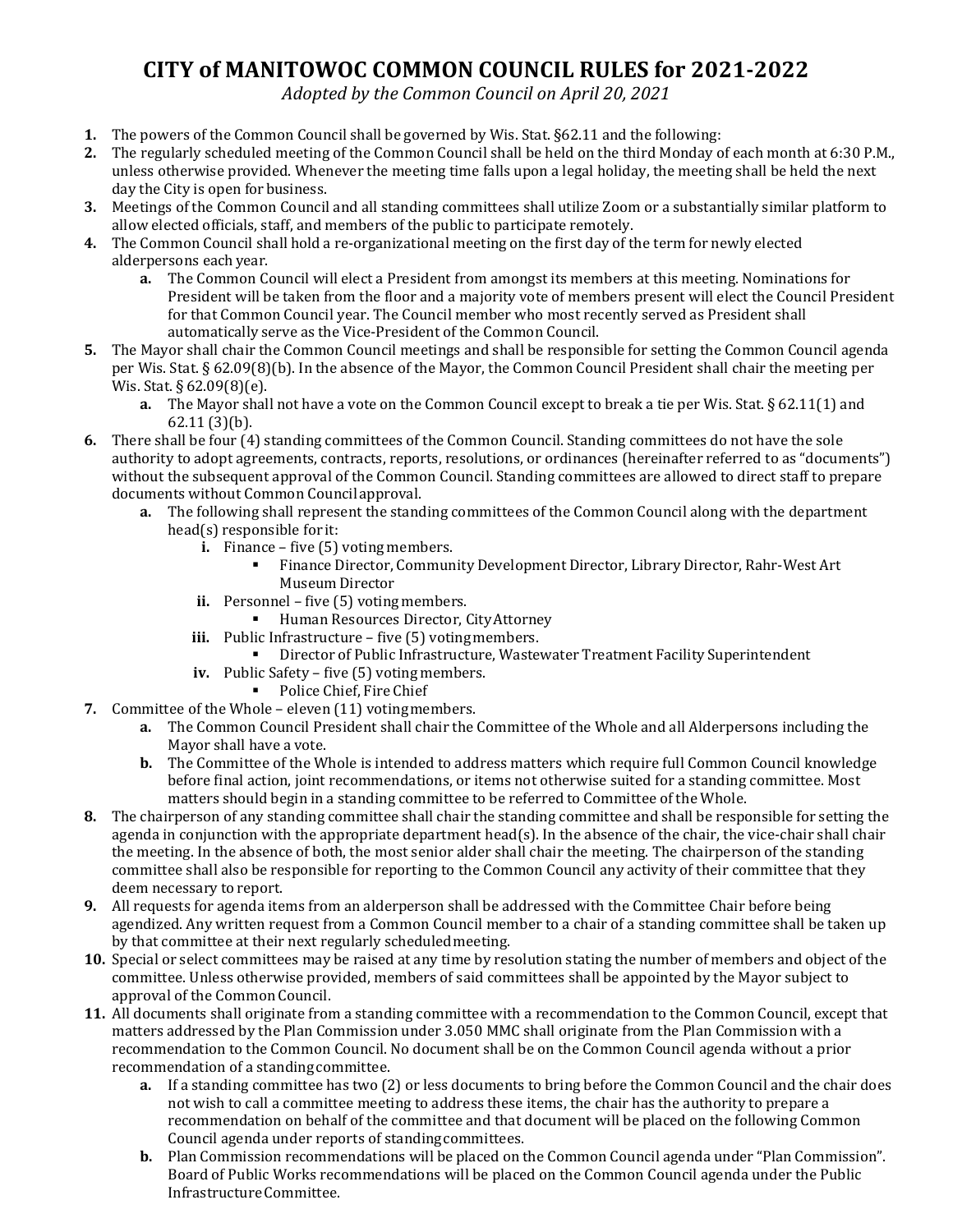# CITY of MANITOWOC COMMON COUNCIL RULES for 2021-2022

*Adopted by the Common Council on April 20, 2021*

1. The powers of the Common Council shall be governed by Wis. Stat. §62.11 and the following:
2. The regularly scheduled meeting of the Common Council shall be held on the third Monday of each month at 6:30 P.M., unless otherwise provided. Whenever the meeting time falls upon a legal holiday, the meeting shall be held the next day the City is open for business.
3. Meetings of the Common Council and all standing committees shall utilize Zoom or a substantially similar platform to allow elected officials, staff, and members of the public to participate remotely.
4. The Common Council shall hold a re-organizational meeting on the first day of the term for newly elected alderpersons each year.
   - **a.** The Common Council will elect a President from amongst its members at this meeting. Nominations for President will be taken from the floor and a majority vote of members present will elect the Council President for that Common Council year. The Council member who most recently served as President shall automatically serve as the Vice-President of the Common Council.
5. The Mayor shall chair the Common Council meetings and shall be responsible for setting the Common Council agenda per Wis. Stat. § 62.09(8)(b). In the absence of the Mayor, the Common Council President shall chair the meeting per Wis. Stat. § 62.09(8)(e).
   - **a.** The Mayor shall not have a vote on the Common Council except to break a tie per Wis. Stat. § 62.11(1) and 62.11 (3)(b).
6. There shall be four (4) standing committees of the Common Council. Standing committees do not have the sole authority to adopt agreements, contracts, reports, resolutions, or ordinances (hereinafter referred to as "documents") without the subsequent approval of the Common Council. Standing committees are allowed to direct staff to prepare documents without Common Council approval.
   - **a.** The following shall represent the standing committees of the Common Council along with the department head(s) responsible for it:
     - **i.** Finance – five (5) voting members.
       - Finance Director, Community Development Director, Library Director, Rahr-West Art Museum Director
     - **ii.** Personnel – five (5) voting members.
       - Human Resources Director, City Attorney
     - **iii.** Public Infrastructure – five (5) voting members.
       - Director of Public Infrastructure, Wastewater Treatment Facility Superintendent
     - **iv.** Public Safety – five (5) voting members.
       - Police Chief, Fire Chief
7. Committee of the Whole – eleven (11) voting members.
   - **a.** The Common Council President shall chair the Committee of the Whole and all Alderpersons including the Mayor shall have a vote.
   - **b.** The Committee of the Whole is intended to address matters which require full Common Council knowledge before final action, joint recommendations, or items not otherwise suited for a standing committee. Most matters should begin in a standing committee to be referred to Committee of the Whole.
8. The chairperson of any standing committee shall chair the standing committee and shall be responsible for setting the agenda in conjunction with the appropriate department head(s). In the absence of the chair, the vice-chair shall chair the meeting. In the absence of both, the most senior alder shall chair the meeting. The chairperson of the standing committee shall also be responsible for reporting to the Common Council any activity of their committee that they deem necessary to report.
9. All requests for agenda items from an alderperson shall be addressed with the Committee Chair before being agendized. Any written request from a Common Council member to a chair of a standing committee shall be taken up by that committee at their next regularly scheduled meeting.
10. Special or select committees may be raised at any time by resolution stating the number of members and object of the committee. Unless otherwise provided, members of said committees shall be appointed by the Mayor subject to approval of the Common Council.
11. All documents shall originate from a standing committee with a recommendation to the Common Council, except that matters addressed by the Plan Commission under 3.050 MMC shall originate from the Plan Commission with a recommendation to the Common Council. No document shall be on the Common Council agenda without a prior recommendation of a standing committee.
    - **a.** If a standing committee has two (2) or less documents to bring before the Common Council and the chair does not wish to call a committee meeting to address these items, the chair has the authority to prepare a recommendation on behalf of the committee and that document will be placed on the following Common Council agenda under reports of standing committees.
    - **b.** Plan Commission recommendations will be placed on the Common Council agenda under "Plan Commission". Board of Public Works recommendations will be placed on the Common Council agenda under the Public Infrastructure Committee.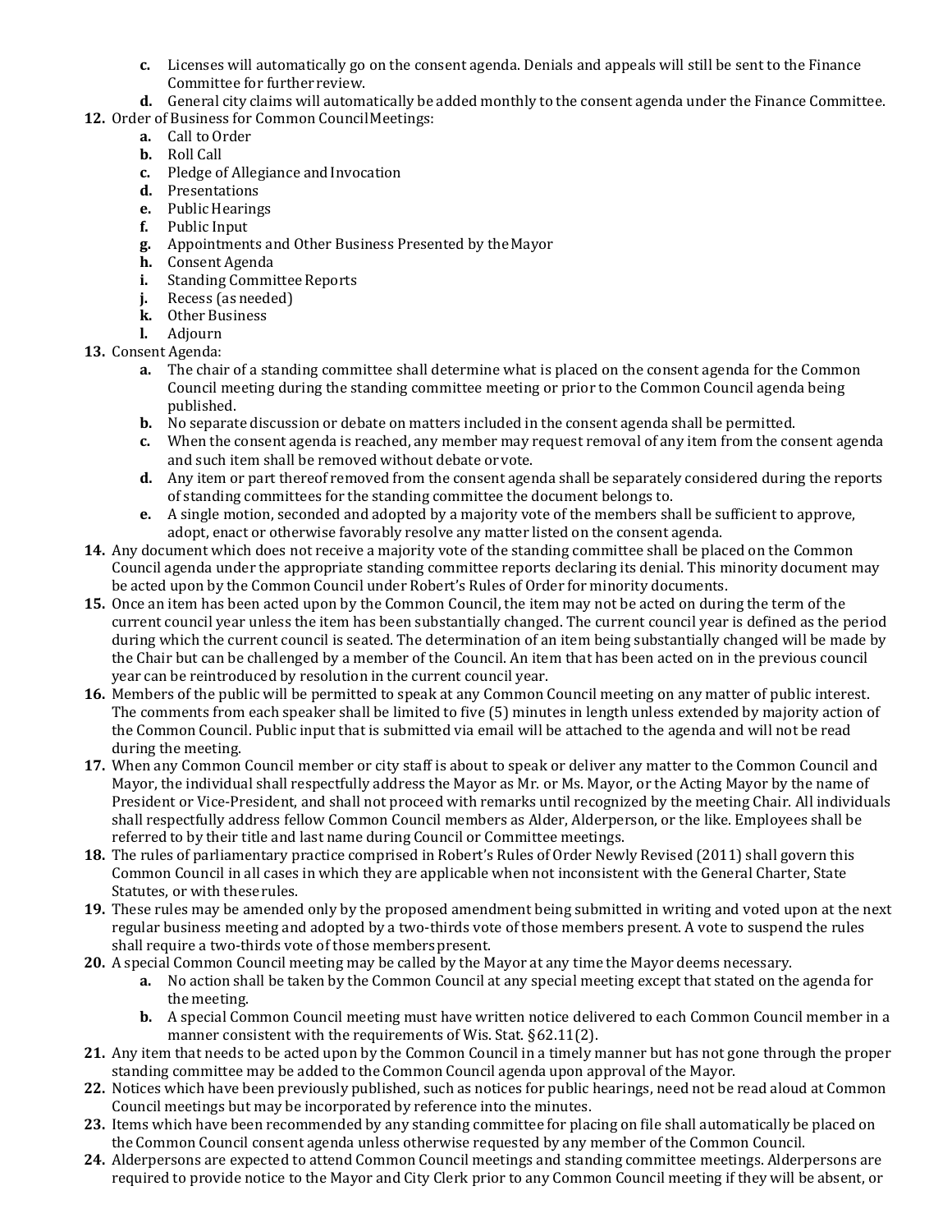- **c.** Licenses will automatically go on the consent agenda. Denials and appeals will still be sent to the Finance Committee for further review.
   - **d.** General city claims will automatically be added monthly to the consent agenda under the Finance Committee.

**12.** Order of Business for Common Council Meetings:
   - **a.** Call to Order
   - **b.** Roll Call
   - **c.** Pledge of Allegiance and Invocation
   - **d.** Presentations
   - **e.** Public Hearings
   - **f.** Public Input
   - **g.** Appointments and Other Business Presented by the Mayor
   - **h.** Consent Agenda
   - **i.** Standing Committee Reports
   - **j.** Recess (as needed)
   - **k.** Other Business
   - **l.** Adjourn

**13.** Consent Agenda:
   - **a.** The chair of a standing committee shall determine what is placed on the consent agenda for the Common Council meeting during the standing committee meeting or prior to the Common Council agenda being published.
   - **b.** No separate discussion or debate on matters included in the consent agenda shall be permitted.
   - **c.** When the consent agenda is reached, any member may request removal of any item from the consent agenda and such item shall be removed without debate or vote.
   - **d.** Any item or part thereof removed from the consent agenda shall be separately considered during the reports of standing committees for the standing committee the document belongs to.
   - **e.** A single motion, seconded and adopted by a majority vote of the members shall be sufficient to approve, adopt, enact or otherwise favorably resolve any matter listed on the consent agenda.

**14.** Any document which does not receive a majority vote of the standing committee shall be placed on the Common Council agenda under the appropriate standing committee reports declaring its denial. This minority document may be acted upon by the Common Council under Robert's Rules of Order for minority documents.

**15.** Once an item has been acted upon by the Common Council, the item may not be acted on during the term of the current council year unless the item has been substantially changed. The current council year is defined as the period during which the current council is seated. The determination of an item being substantially changed will be made by the Chair but can be challenged by a member of the Council. An item that has been acted on in the previous council year can be reintroduced by resolution in the current council year.

**16.** Members of the public will be permitted to speak at any Common Council meeting on any matter of public interest. The comments from each speaker shall be limited to five (5) minutes in length unless extended by majority action of the Common Council. Public input that is submitted via email will be attached to the agenda and will not be read during the meeting.

**17.** When any Common Council member or city staff is about to speak or deliver any matter to the Common Council and Mayor, the individual shall respectfully address the Mayor as Mr. or Ms. Mayor, or the Acting Mayor by the name of President or Vice-President, and shall not proceed with remarks until recognized by the meeting Chair. All individuals shall respectfully address fellow Common Council members as Alder, Alderperson, or the like. Employees shall be referred to by their title and last name during Council or Committee meetings.

**18.** The rules of parliamentary practice comprised in Robert's Rules of Order Newly Revised (2011) shall govern this Common Council in all cases in which they are applicable when not inconsistent with the General Charter, State Statutes, or with these rules.

**19.** These rules may be amended only by the proposed amendment being submitted in writing and voted upon at the next regular business meeting and adopted by a two-thirds vote of those members present. A vote to suspend the rules shall require a two-thirds vote of those members present.

**20.** A special Common Council meeting may be called by the Mayor at any time the Mayor deems necessary.
   - **a.** No action shall be taken by the Common Council at any special meeting except that stated on the agenda for the meeting.
   - **b.** A special Common Council meeting must have written notice delivered to each Common Council member in a manner consistent with the requirements of Wis. Stat. §62.11(2).

**21.** Any item that needs to be acted upon by the Common Council in a timely manner but has not gone through the proper standing committee may be added to the Common Council agenda upon approval of the Mayor.

**22.** Notices which have been previously published, such as notices for public hearings, need not be read aloud at Common Council meetings but may be incorporated by reference into the minutes.

**23.** Items which have been recommended by any standing committee for placing on file shall automatically be placed on the Common Council consent agenda unless otherwise requested by any member of the Common Council.

**24.** Alderpersons are expected to attend Common Council meetings and standing committee meetings. Alderpersons are required to provide notice to the Mayor and City Clerk prior to any Common Council meeting if they will be absent, or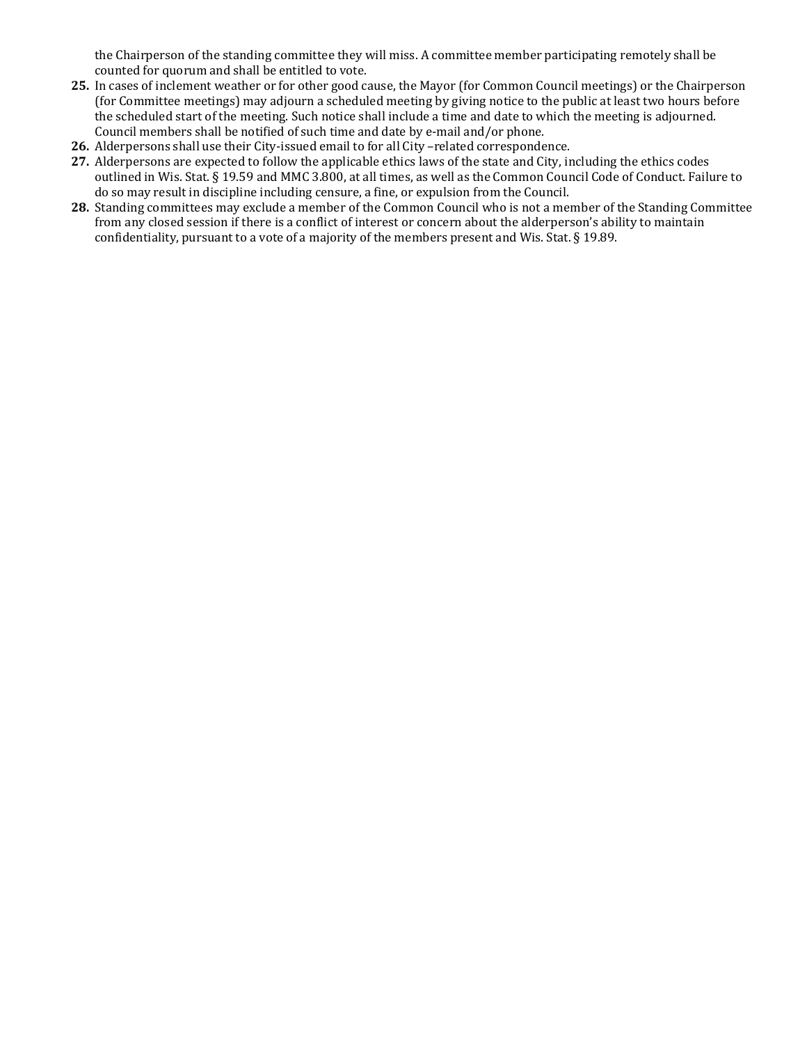the Chairperson of the standing committee they will miss. A committee member participating remotely shall be counted for quorum and shall be entitled to vote.

25. In cases of inclement weather or for other good cause, the Mayor (for Common Council meetings) or the Chairperson (for Committee meetings) may adjourn a scheduled meeting by giving notice to the public at least two hours before the scheduled start of the meeting. Such notice shall include a time and date to which the meeting is adjourned. Council members shall be notified of such time and date by e-mail and/or phone.
26. Alderpersons shall use their City-issued email to for all City –related correspondence.
27. Alderpersons are expected to follow the applicable ethics laws of the state and City, including the ethics codes outlined in Wis. Stat. § 19.59 and MMC 3.800, at all times, as well as the Common Council Code of Conduct. Failure to do so may result in discipline including censure, a fine, or expulsion from the Council.
28. Standing committees may exclude a member of the Common Council who is not a member of the Standing Committee from any closed session if there is a conflict of interest or concern about the alderperson's ability to maintain confidentiality, pursuant to a vote of a majority of the members present and Wis. Stat. § 19.89.